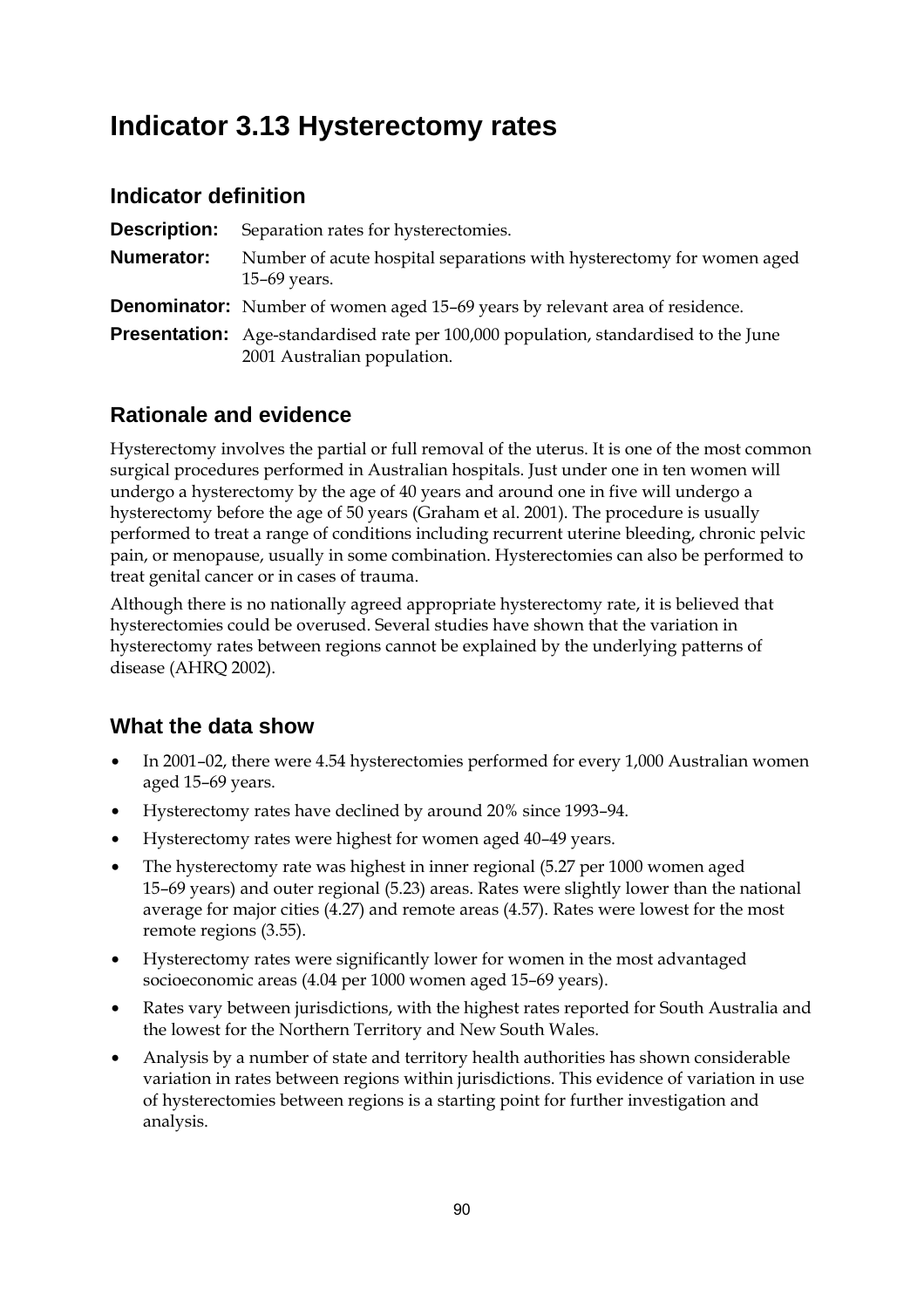# Indicator 3.13 Hysterectomy rates

## Indicator definition

**Description:** Separation rates for hysterectomies.

**Numerator:** Number of acute hospital separations with hysterectomy for women aged 15–69 years.

**Denominator:** Number of women aged 15–69 years by relevant area of residence.

**Presentation:** Age-standardised rate per 100,000 population, standardised to the June 2001 Australian population.

## Rationale and evidence

Hysterectomy involves the partial or full removal of the uterus. It is one of the most common surgical procedures performed in Australian hospitals. Just under one in ten women will undergo a hysterectomy by the age of 40 years and around one in five will undergo a hysterectomy before the age of 50 years (Graham et al. 2001). The procedure is usually performed to treat a range of conditions including recurrent uterine bleeding, chronic pelvic pain, or menopause, usually in some combination. Hysterectomies can also be performed to treat genital cancer or in cases of trauma.

Although there is no nationally agreed appropriate hysterectomy rate, it is believed that hysterectomies could be overused. Several studies have shown that the variation in hysterectomy rates between regions cannot be explained by the underlying patterns of disease (AHRQ 2002).

## What the data show

- In 2001–02, there were 4.54 hysterectomies performed for every 1,000 Australian women aged 15–69 years.
- Hysterectomy rates have declined by around 20% since 1993–94.
- Hysterectomy rates were highest for women aged 40–49 years.
- The hysterectomy rate was highest in inner regional (5.27 per 1000 women aged 15–69 years) and outer regional (5.23) areas. Rates were slightly lower than the national average for major cities (4.27) and remote areas (4.57). Rates were lowest for the most remote regions (3.55).
- Hysterectomy rates were significantly lower for women in the most advantaged socioeconomic areas (4.04 per 1000 women aged 15–69 years).
- Rates vary between jurisdictions, with the highest rates reported for South Australia and the lowest for the Northern Territory and New South Wales.
- Analysis by a number of state and territory health authorities has shown considerable variation in rates between regions within jurisdictions. This evidence of variation in use of hysterectomies between regions is a starting point for further investigation and analysis.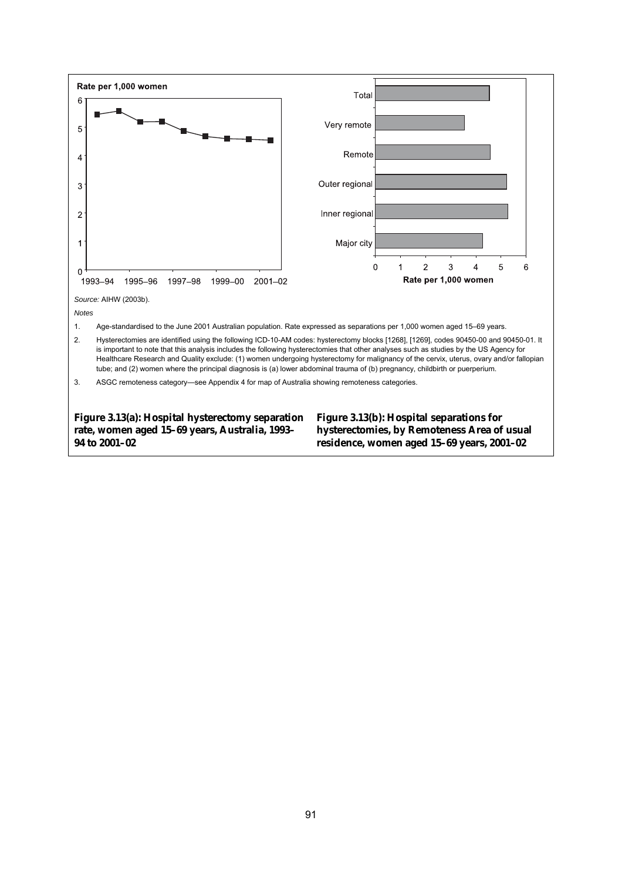Source: AIHW (2003b).

*Notes*

1. Age-standardised to the June 2001 Australian population. Rate expressed as separations per 1,000 women aged 15–69 years.
2. Hysterectomies are identified using the following ICD-10-AM codes: hysterectomy blocks [1268], [1269], codes 90450-00 and 90450-01. It is important to note that this analysis includes the following hysterectomies that other analyses such as studies by the US Agency for Healthcare Research and Quality exclude: (1) women undergoing hysterectomy for malignancy of the cervix, uterus, ovary and/or fallopian tube; and (2) women where the principal diagnosis is (a) lower abdominal trauma of (b) pregnancy, childbirth or puerperium.
3. ASGC remoteness category—see Appendix 4 for map of Australia showing remoteness categories.

**Figure 3.13(a): Hospital hysterectomy separation rate, women aged 15–69 years, Australia, 1993–94 to 2001–02**

**Figure 3.13(b): Hospital separations for hysterectomies, by Remoteness Area of usual residence, women aged 15–69 years, 2001–02**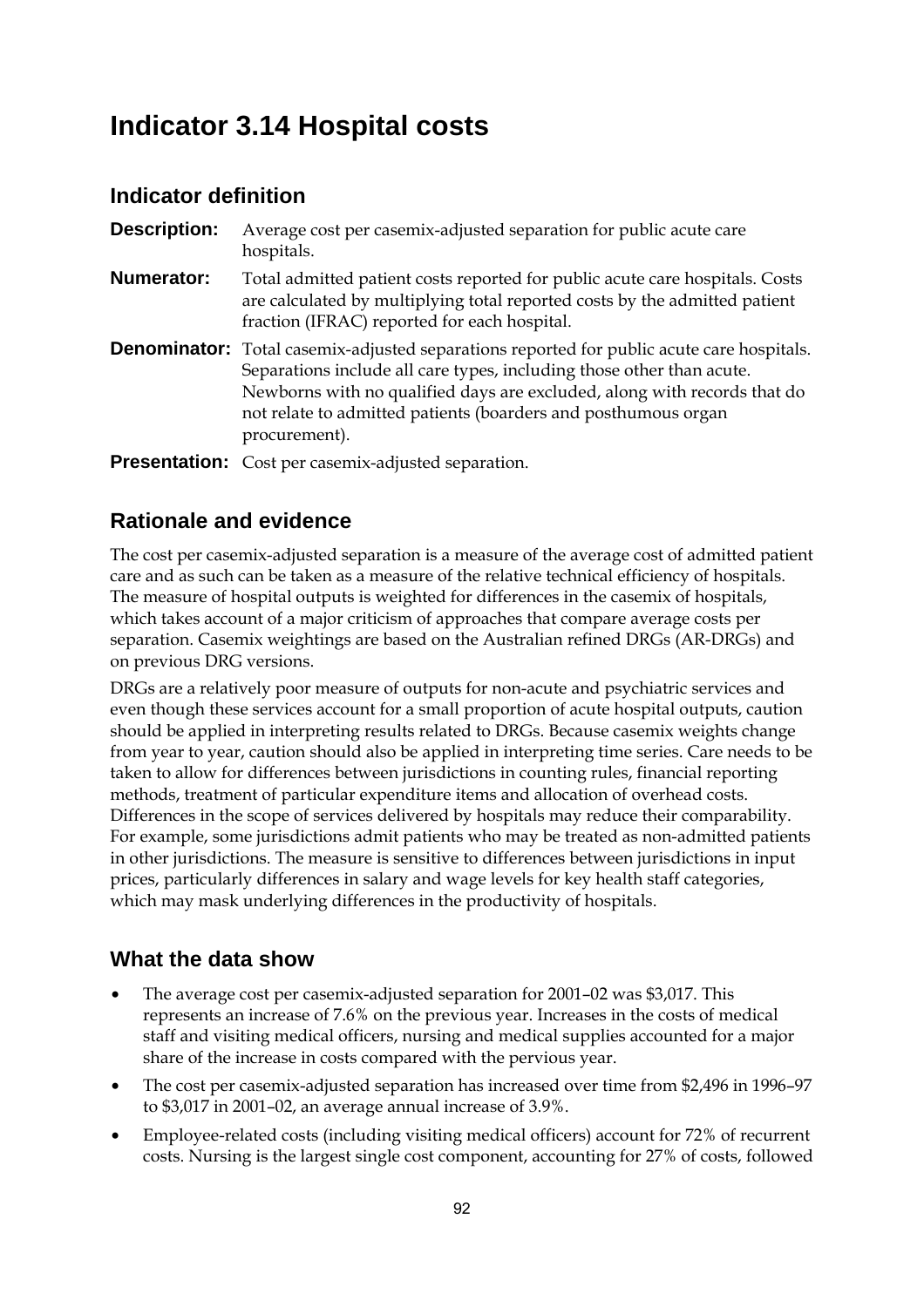# Indicator 3.14 Hospital costs

## Indicator definition

**Description:** Average cost per casemix-adjusted separation for public acute care hospitals.

**Numerator:** Total admitted patient costs reported for public acute care hospitals. Costs are calculated by multiplying total reported costs by the admitted patient fraction (IFRAC) reported for each hospital.

**Denominator:** Total casemix-adjusted separations reported for public acute care hospitals. Separations include all care types, including those other than acute. Newborns with no qualified days are excluded, along with records that do not relate to admitted patients (boarders and posthumous organ procurement).

**Presentation:** Cost per casemix-adjusted separation.

## Rationale and evidence

The cost per casemix-adjusted separation is a measure of the average cost of admitted patient care and as such can be taken as a measure of the relative technical efficiency of hospitals. The measure of hospital outputs is weighted for differences in the casemix of hospitals, which takes account of a major criticism of approaches that compare average costs per separation. Casemix weightings are based on the Australian refined DRGs (AR-DRGs) and on previous DRG versions.

DRGs are a relatively poor measure of outputs for non-acute and psychiatric services and even though these services account for a small proportion of acute hospital outputs, caution should be applied in interpreting results related to DRGs. Because casemix weights change from year to year, caution should also be applied in interpreting time series. Care needs to be taken to allow for differences between jurisdictions in counting rules, financial reporting methods, treatment of particular expenditure items and allocation of overhead costs. Differences in the scope of services delivered by hospitals may reduce their comparability. For example, some jurisdictions admit patients who may be treated as non-admitted patients in other jurisdictions. The measure is sensitive to differences between jurisdictions in input prices, particularly differences in salary and wage levels for key health staff categories, which may mask underlying differences in the productivity of hospitals.

## What the data show

- The average cost per casemix-adjusted separation for 2001–02 was $3,017. This represents an increase of 7.6% on the previous year. Increases in the costs of medical staff and visiting medical officers, nursing and medical supplies accounted for a major share of the increase in costs compared with the pervious year.
- The cost per casemix-adjusted separation has increased over time from $2,496 in 1996–97 to $3,017 in 2001–02, an average annual increase of 3.9%.
- Employee-related costs (including visiting medical officers) account for 72% of recurrent costs. Nursing is the largest single cost component, accounting for 27% of costs, followed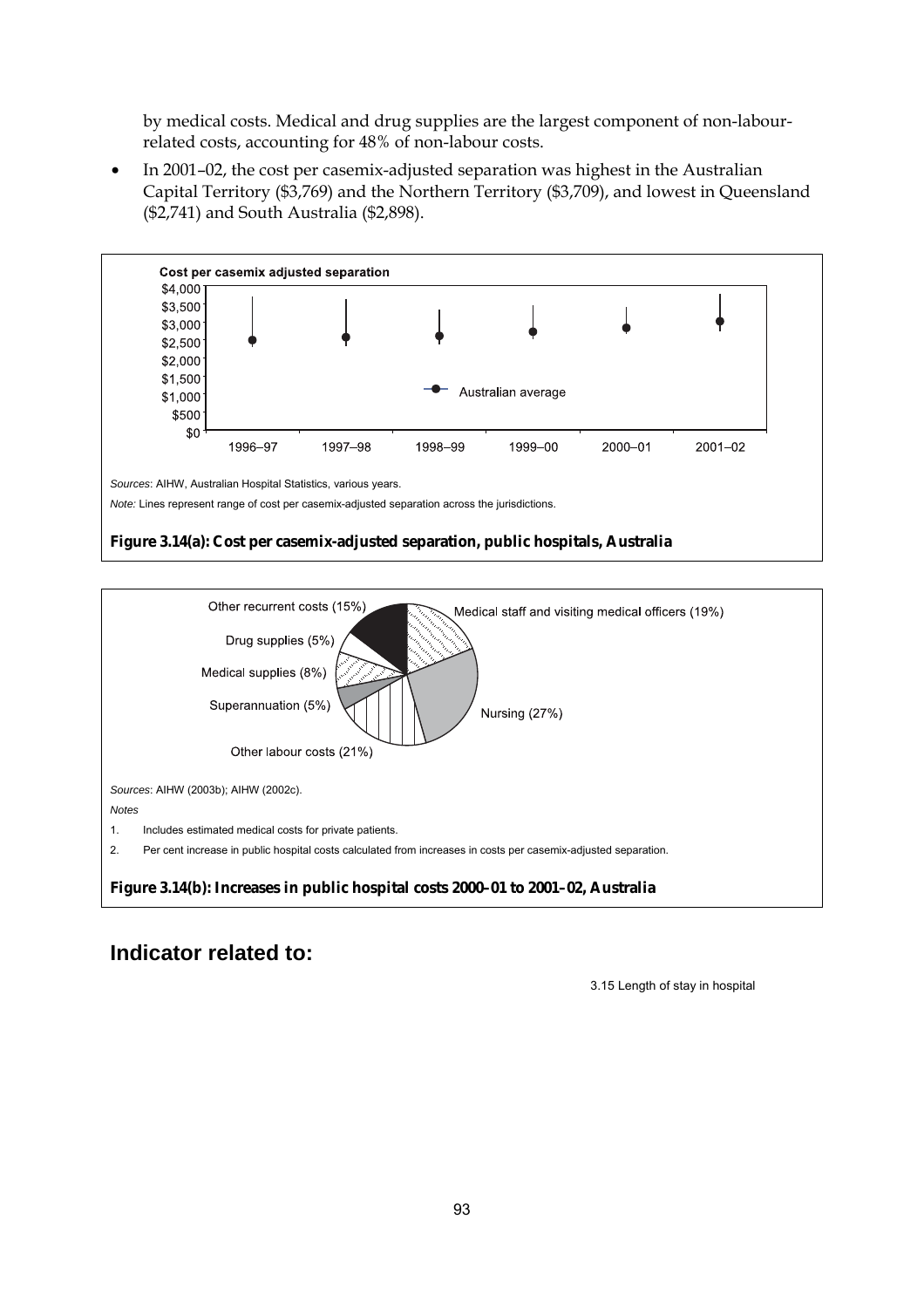by medical costs. Medical and drug supplies are the largest component of non-labour-related costs, accounting for 48% of non-labour costs.

- In 2001–02, the cost per casemix-adjusted separation was highest in the Australian Capital Territory ($3,769) and the Northern Territory ($3,709), and lowest in Queensland ($2,741) and South Australia ($2,898).

*Sources*: AIHW, Australian Hospital Statistics, various years.

*Note:* Lines represent range of cost per casemix-adjusted separation across the jurisdictions.

**Figure 3.14(a): Cost per casemix-adjusted separation, public hospitals, Australia**

*Sources*: AIHW (2003b); AIHW (2002c).

*Notes*

1. Includes estimated medical costs for private patients.
2. Per cent increase in public hospital costs calculated from increases in costs per casemix-adjusted separation.

**Figure 3.14(b): Increases in public hospital costs 2000–01 to 2001–02, Australia**

## Indicator related to:

3.15 Length of stay in hospital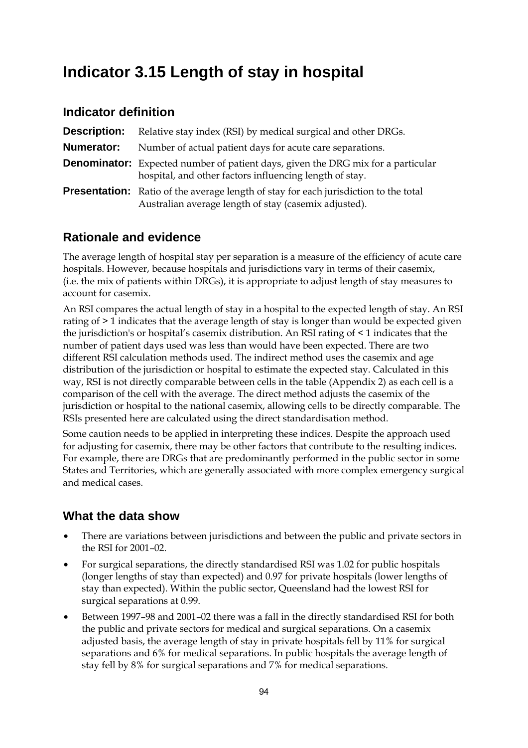# Indicator 3.15 Length of stay in hospital

## Indicator definition

**Description:** Relative stay index (RSI) by medical surgical and other DRGs.

**Numerator:** Number of actual patient days for acute care separations.

**Denominator:** Expected number of patient days, given the DRG mix for a particular hospital, and other factors influencing length of stay.

**Presentation:** Ratio of the average length of stay for each jurisdiction to the total Australian average length of stay (casemix adjusted).

## Rationale and evidence

The average length of hospital stay per separation is a measure of the efficiency of acute care hospitals. However, because hospitals and jurisdictions vary in terms of their casemix, (i.e. the mix of patients within DRGs), it is appropriate to adjust length of stay measures to account for casemix.

An RSI compares the actual length of stay in a hospital to the expected length of stay. An RSI rating of > 1 indicates that the average length of stay is longer than would be expected given the jurisdiction's or hospital's casemix distribution. An RSI rating of < 1 indicates that the number of patient days used was less than would have been expected. There are two different RSI calculation methods used. The indirect method uses the casemix and age distribution of the jurisdiction or hospital to estimate the expected stay. Calculated in this way, RSI is not directly comparable between cells in the table (Appendix 2) as each cell is a comparison of the cell with the average. The direct method adjusts the casemix of the jurisdiction or hospital to the national casemix, allowing cells to be directly comparable. The RSIs presented here are calculated using the direct standardisation method.

Some caution needs to be applied in interpreting these indices. Despite the approach used for adjusting for casemix, there may be other factors that contribute to the resulting indices. For example, there are DRGs that are predominantly performed in the public sector in some States and Territories, which are generally associated with more complex emergency surgical and medical cases.

## What the data show

- There are variations between jurisdictions and between the public and private sectors in the RSI for 2001–02.
- For surgical separations, the directly standardised RSI was 1.02 for public hospitals (longer lengths of stay than expected) and 0.97 for private hospitals (lower lengths of stay than expected). Within the public sector, Queensland had the lowest RSI for surgical separations at 0.99.
- Between 1997–98 and 2001–02 there was a fall in the directly standardised RSI for both the public and private sectors for medical and surgical separations. On a casemix adjusted basis, the average length of stay in private hospitals fell by 11% for surgical separations and 6% for medical separations. In public hospitals the average length of stay fell by 8% for surgical separations and 7% for medical separations.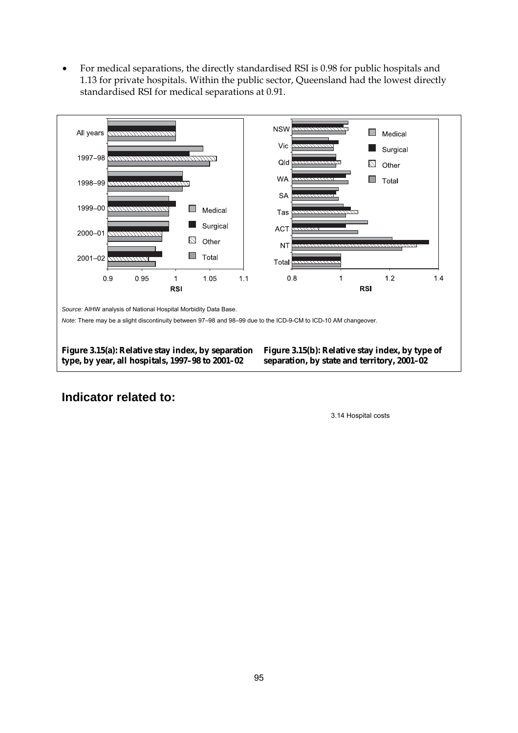- For medical separations, the directly standardised RSI is 0.98 for public hospitals and 1.13 for private hospitals. Within the public sector, Queensland had the lowest directly standardised RSI for medical separations at 0.91.

*Source:* AIHW analysis of National Hospital Morbidity Data Base.

*Note:* There may be a slight discontinuity between 97–98 and 98–99 due to the ICD-9-CM to ICD-10 AM changeover.

**Figure 3.15(a): Relative stay index, by separation type, by year, all hospitals, 1997–98 to 2001–02**

**Figure 3.15(b): Relative stay index, by type of separation, by state and territory, 2001–02**

## Indicator related to:

3.14 Hospital costs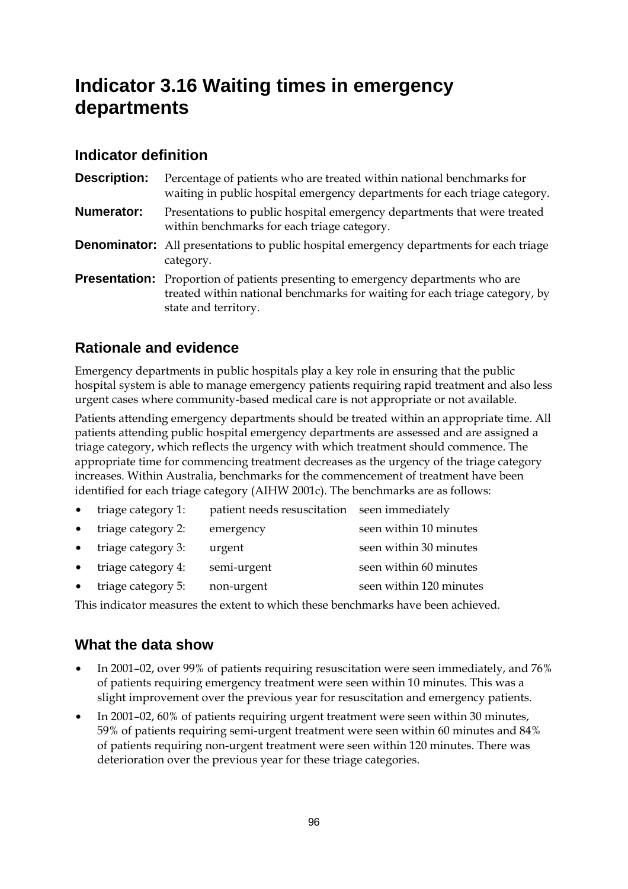# Indicator 3.16 Waiting times in emergency departments

## Indicator definition

**Description:** Percentage of patients who are treated within national benchmarks for waiting in public hospital emergency departments for each triage category.

**Numerator:** Presentations to public hospital emergency departments that were treated within benchmarks for each triage category.

**Denominator:** All presentations to public hospital emergency departments for each triage category.

**Presentation:** Proportion of patients presenting to emergency departments who are treated within national benchmarks for waiting for each triage category, by state and territory.

## Rationale and evidence

Emergency departments in public hospitals play a key role in ensuring that the public hospital system is able to manage emergency patients requiring rapid treatment and also less urgent cases where community-based medical care is not appropriate or not available.

Patients attending emergency departments should be treated within an appropriate time. All patients attending public hospital emergency departments are assessed and are assigned a triage category, which reflects the urgency with which treatment should commence. The appropriate time for commencing treatment decreases as the urgency of the triage category increases. Within Australia, benchmarks for the commencement of treatment have been identified for each triage category (AIHW 2001c). The benchmarks are as follows:

- triage category 1: patient needs resuscitation seen immediately
- triage category 2: emergency seen within 10 minutes
- triage category 3: urgent seen within 30 minutes
- triage category 4: semi-urgent seen within 60 minutes
- triage category 5: non-urgent seen within 120 minutes

This indicator measures the extent to which these benchmarks have been achieved.

## What the data show

- In 2001–02, over 99% of patients requiring resuscitation were seen immediately, and 76% of patients requiring emergency treatment were seen within 10 minutes. This was a slight improvement over the previous year for resuscitation and emergency patients.
- In 2001–02, 60% of patients requiring urgent treatment were seen within 30 minutes, 59% of patients requiring semi-urgent treatment were seen within 60 minutes and 84% of patients requiring non-urgent treatment were seen within 120 minutes. There was deterioration over the previous year for these triage categories.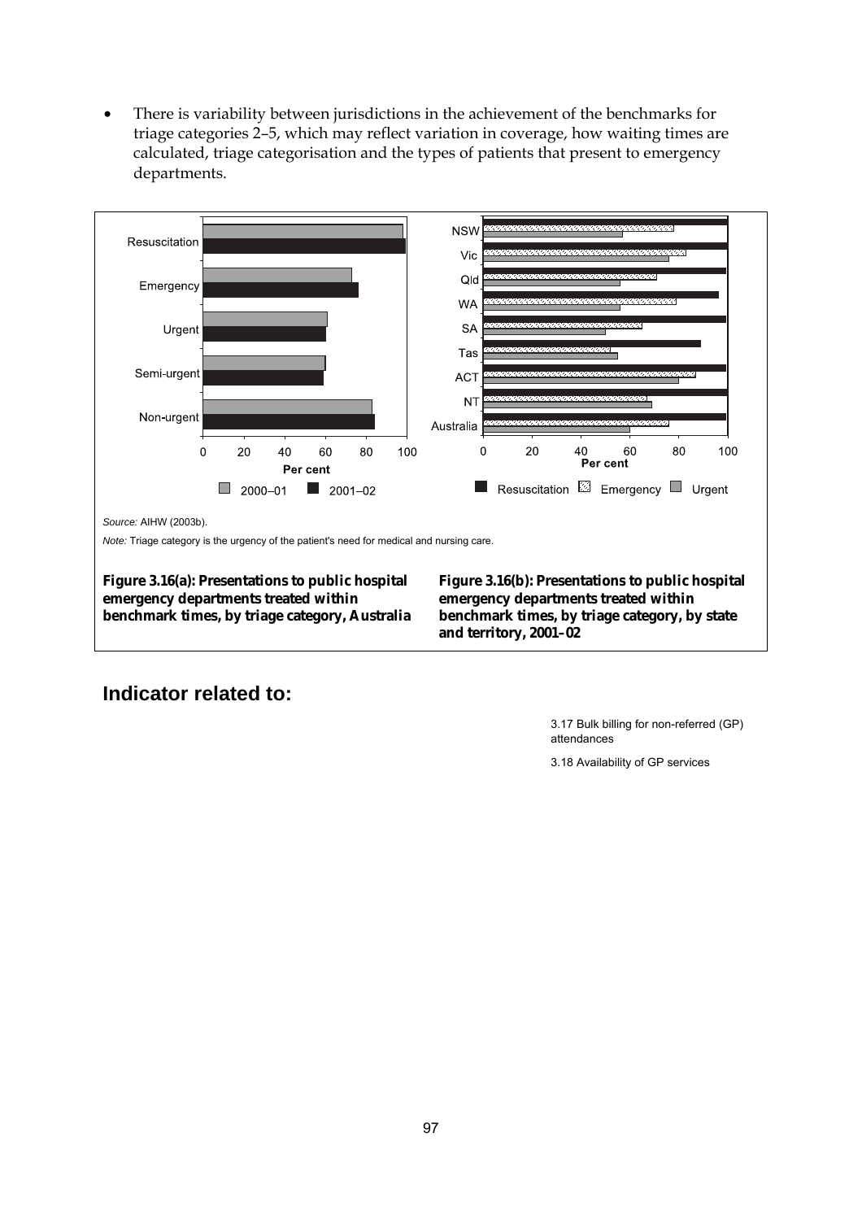- There is variability between jurisdictions in the achievement of the benchmarks for triage categories 2–5, which may reflect variation in coverage, how waiting times are calculated, triage categorisation and the types of patients that present to emergency departments.

*Source:* AIHW (2003b).

*Note:* Triage category is the urgency of the patient's need for medical and nursing care.

**Figure 3.16(a): Presentations to public hospital emergency departments treated within benchmark times, by triage category, Australia**

**Figure 3.16(b): Presentations to public hospital emergency departments treated within benchmark times, by triage category, by state and territory, 2001–02**

## Indicator related to:

3.17 Bulk billing for non-referred (GP) attendances

3.18 Availability of GP services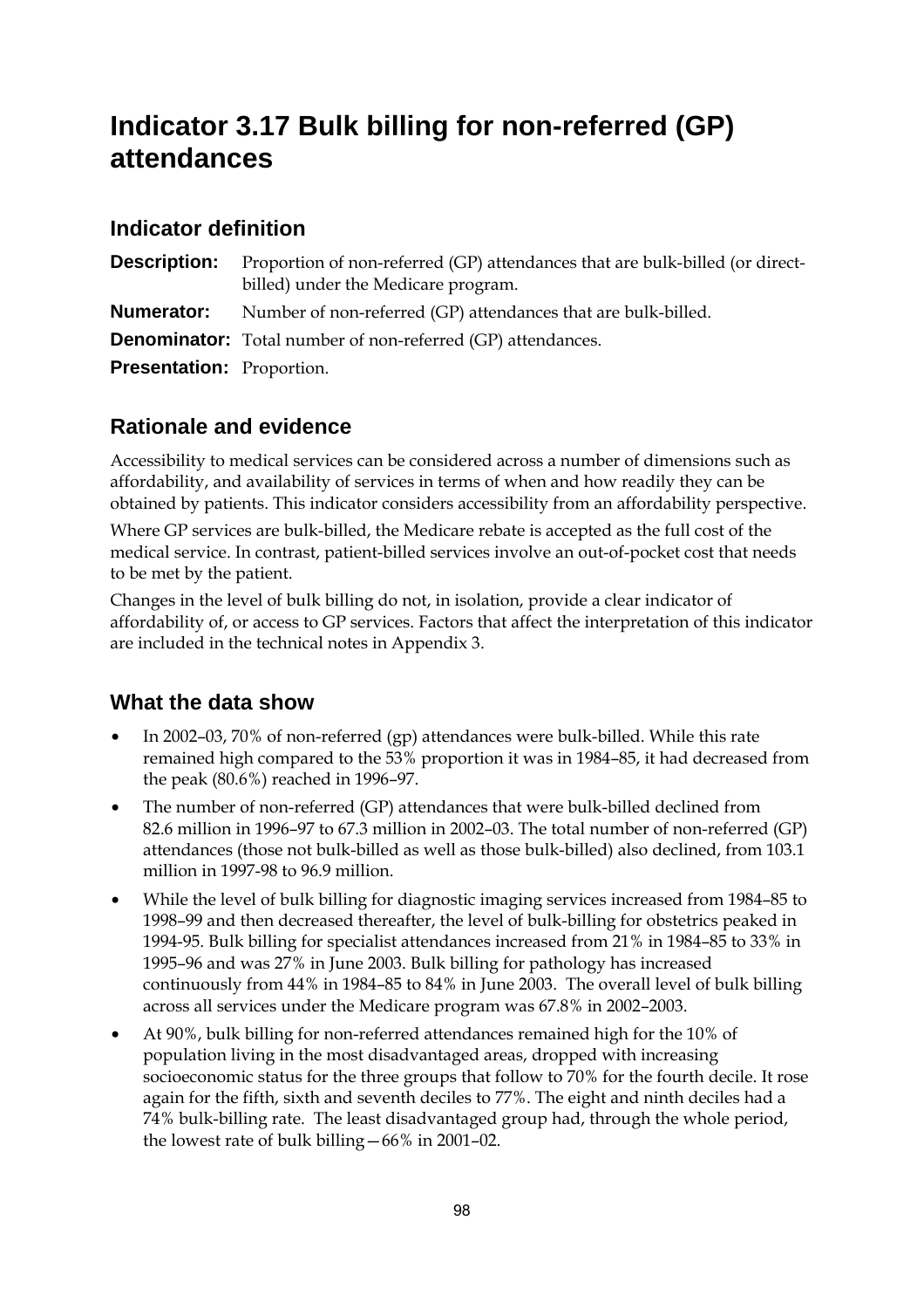# Indicator 3.17 Bulk billing for non-referred (GP) attendances

## Indicator definition

**Description:** Proportion of non-referred (GP) attendances that are bulk-billed (or direct-billed) under the Medicare program.

**Numerator:** Number of non-referred (GP) attendances that are bulk-billed.

**Denominator:** Total number of non-referred (GP) attendances.

**Presentation:** Proportion.

## Rationale and evidence

Accessibility to medical services can be considered across a number of dimensions such as affordability, and availability of services in terms of when and how readily they can be obtained by patients. This indicator considers accessibility from an affordability perspective.

Where GP services are bulk-billed, the Medicare rebate is accepted as the full cost of the medical service. In contrast, patient-billed services involve an out-of-pocket cost that needs to be met by the patient.

Changes in the level of bulk billing do not, in isolation, provide a clear indicator of affordability of, or access to GP services. Factors that affect the interpretation of this indicator are included in the technical notes in Appendix 3.

## What the data show

- In 2002–03, 70% of non-referred (gp) attendances were bulk-billed. While this rate remained high compared to the 53% proportion it was in 1984–85, it had decreased from the peak (80.6%) reached in 1996–97.
- The number of non-referred (GP) attendances that were bulk-billed declined from 82.6 million in 1996–97 to 67.3 million in 2002–03. The total number of non-referred (GP) attendances (those not bulk-billed as well as those bulk-billed) also declined, from 103.1 million in 1997-98 to 96.9 million.
- While the level of bulk billing for diagnostic imaging services increased from 1984–85 to 1998–99 and then decreased thereafter, the level of bulk-billing for obstetrics peaked in 1994-95. Bulk billing for specialist attendances increased from 21% in 1984–85 to 33% in 1995–96 and was 27% in June 2003. Bulk billing for pathology has increased continuously from 44% in 1984–85 to 84% in June 2003. The overall level of bulk billing across all services under the Medicare program was 67.8% in 2002–2003.
- At 90%, bulk billing for non-referred attendances remained high for the 10% of population living in the most disadvantaged areas, dropped with increasing socioeconomic status for the three groups that follow to 70% for the fourth decile. It rose again for the fifth, sixth and seventh deciles to 77%. The eight and ninth deciles had a 74% bulk-billing rate. The least disadvantaged group had, through the whole period, the lowest rate of bulk billing—66% in 2001–02.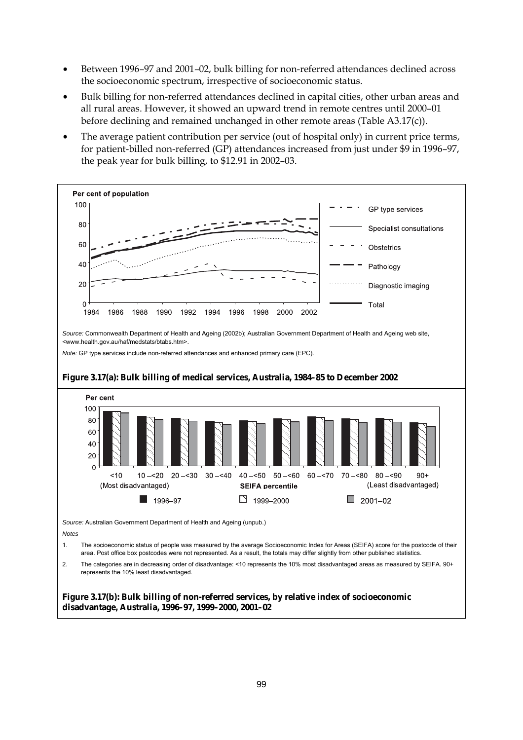- Between 1996–97 and 2001–02, bulk billing for non-referred attendances declined across the socioeconomic spectrum, irrespective of socioeconomic status.
- Bulk billing for non-referred attendances declined in capital cities, other urban areas and all rural areas. However, it showed an upward trend in remote centres until 2000–01 before declining and remained unchanged in other remote areas (Table A3.17(c)).
- The average patient contribution per service (out of hospital only) in current price terms, for patient-billed non-referred (GP) attendances increased from just under $9 in 1996–97, the peak year for bulk billing, to $12.91 in 2002–03.

*Source:* Commonwealth Department of Health and Ageing (2002b); Australian Government Department of Health and Ageing web site, <www.health.gov.au/haf/medstats/btabs.htm>.

*Note:* GP type services include non-referred attendances and enhanced primary care (EPC).

**Figure 3.17(a): Bulk billing of medical services, Australia, 1984–85 to December 2002**

*Source:* Australian Government Department of Health and Ageing (unpub.)

*Notes*

1. The socioeconomic status of people was measured by the average Socioeconomic Index for Areas (SEIFA) score for the postcode of their area. Post office box postcodes were not represented. As a result, the totals may differ slightly from other published statistics.
2. The categories are in decreasing order of disadvantage: <10 represents the 10% most disadvantaged areas as measured by SEIFA. 90+ represents the 10% least disadvantaged.

**Figure 3.17(b): Bulk billing of non-referred services, by relative index of socioeconomic disadvantage, Australia, 1996–97, 1999–2000, 2001–02**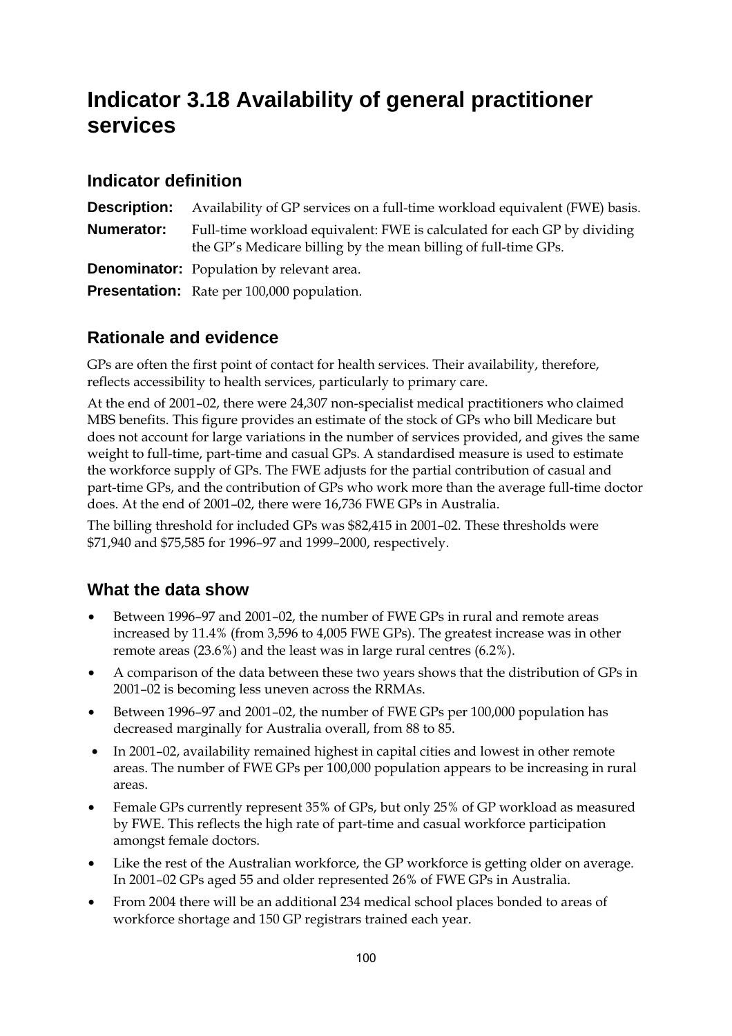# Indicator 3.18 Availability of general practitioner services

## Indicator definition

**Description:** Availability of GP services on a full-time workload equivalent (FWE) basis.

**Numerator:** Full-time workload equivalent: FWE is calculated for each GP by dividing the GP's Medicare billing by the mean billing of full-time GPs.

**Denominator:** Population by relevant area.

**Presentation:** Rate per 100,000 population.

## Rationale and evidence

GPs are often the first point of contact for health services. Their availability, therefore, reflects accessibility to health services, particularly to primary care.

At the end of 2001–02, there were 24,307 non-specialist medical practitioners who claimed MBS benefits. This figure provides an estimate of the stock of GPs who bill Medicare but does not account for large variations in the number of services provided, and gives the same weight to full-time, part-time and casual GPs. A standardised measure is used to estimate the workforce supply of GPs. The FWE adjusts for the partial contribution of casual and part-time GPs, and the contribution of GPs who work more than the average full-time doctor does. At the end of 2001–02, there were 16,736 FWE GPs in Australia.

The billing threshold for included GPs was $82,415 in 2001–02. These thresholds were $71,940 and $75,585 for 1996–97 and 1999–2000, respectively.

## What the data show

- Between 1996–97 and 2001–02, the number of FWE GPs in rural and remote areas increased by 11.4% (from 3,596 to 4,005 FWE GPs). The greatest increase was in other remote areas (23.6%) and the least was in large rural centres (6.2%).
- A comparison of the data between these two years shows that the distribution of GPs in 2001–02 is becoming less uneven across the RRMAs.
- Between 1996–97 and 2001–02, the number of FWE GPs per 100,000 population has decreased marginally for Australia overall, from 88 to 85.
- In 2001–02, availability remained highest in capital cities and lowest in other remote areas. The number of FWE GPs per 100,000 population appears to be increasing in rural areas.
- Female GPs currently represent 35% of GPs, but only 25% of GP workload as measured by FWE. This reflects the high rate of part-time and casual workforce participation amongst female doctors.
- Like the rest of the Australian workforce, the GP workforce is getting older on average. In 2001–02 GPs aged 55 and older represented 26% of FWE GPs in Australia.
- From 2004 there will be an additional 234 medical school places bonded to areas of workforce shortage and 150 GP registrars trained each year.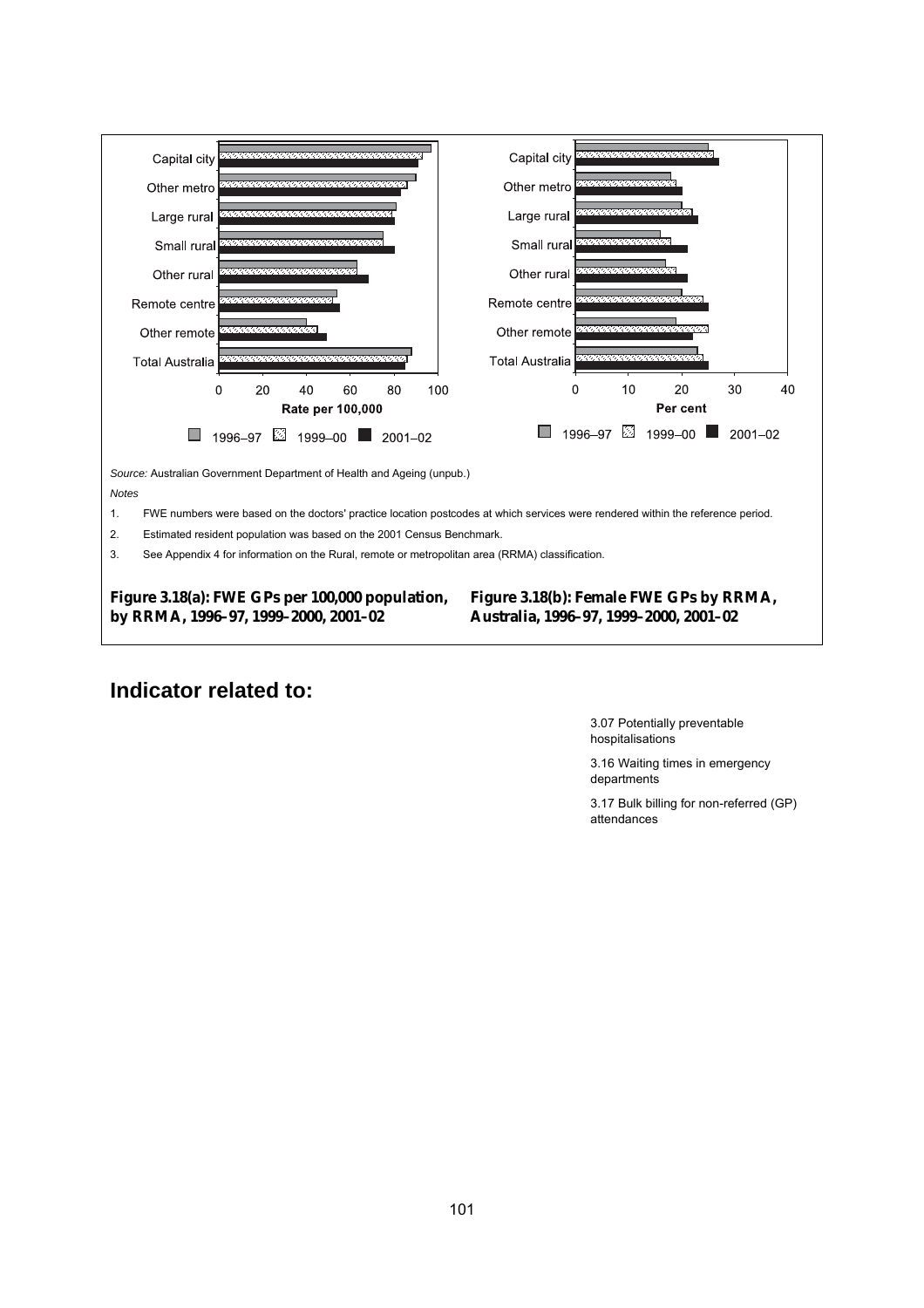*Source:* Australian Government Department of Health and Ageing (unpub.)

*Notes*

1. FWE numbers were based on the doctors' practice location postcodes at which services were rendered within the reference period.
2. Estimated resident population was based on the 2001 Census Benchmark.
3. See Appendix 4 for information on the Rural, remote or metropolitan area (RRMA) classification.

**Figure 3.18(a): FWE GPs per 100,000 population, by RRMA, 1996–97, 1999–2000, 2001–02**

**Figure 3.18(b): Female FWE GPs by RRMA, Australia, 1996–97, 1999–2000, 2001–02**

## Indicator related to:

3.07 Potentially preventable hospitalisations

3.16 Waiting times in emergency departments

3.17 Bulk billing for non-referred (GP) attendances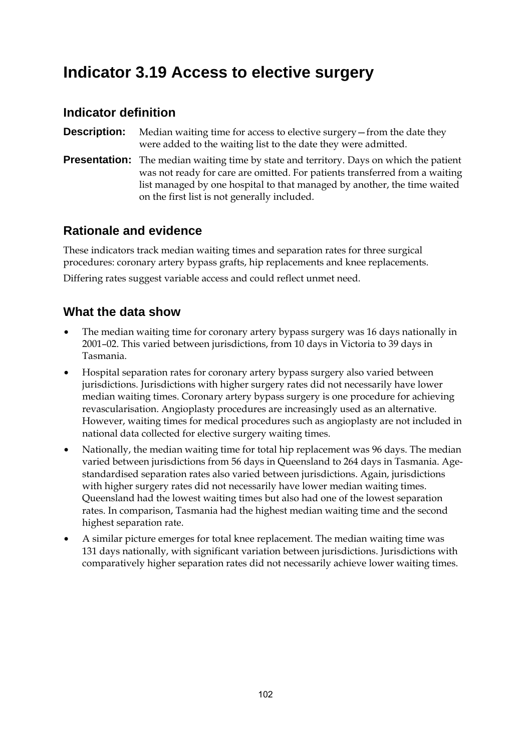# Indicator 3.19 Access to elective surgery

## Indicator definition

**Description:** Median waiting time for access to elective surgery—from the date they were added to the waiting list to the date they were admitted.

**Presentation:** The median waiting time by state and territory. Days on which the patient was not ready for care are omitted. For patients transferred from a waiting list managed by one hospital to that managed by another, the time waited on the first list is not generally included.

## Rationale and evidence

These indicators track median waiting times and separation rates for three surgical procedures: coronary artery bypass grafts, hip replacements and knee replacements.

Differing rates suggest variable access and could reflect unmet need.

## What the data show

- The median waiting time for coronary artery bypass surgery was 16 days nationally in 2001–02. This varied between jurisdictions, from 10 days in Victoria to 39 days in Tasmania.
- Hospital separation rates for coronary artery bypass surgery also varied between jurisdictions. Jurisdictions with higher surgery rates did not necessarily have lower median waiting times. Coronary artery bypass surgery is one procedure for achieving revascularisation. Angioplasty procedures are increasingly used as an alternative. However, waiting times for medical procedures such as angioplasty are not included in national data collected for elective surgery waiting times.
- Nationally, the median waiting time for total hip replacement was 96 days. The median varied between jurisdictions from 56 days in Queensland to 264 days in Tasmania. Age-standardised separation rates also varied between jurisdictions. Again, jurisdictions with higher surgery rates did not necessarily have lower median waiting times. Queensland had the lowest waiting times but also had one of the lowest separation rates. In comparison, Tasmania had the highest median waiting time and the second highest separation rate.
- A similar picture emerges for total knee replacement. The median waiting time was 131 days nationally, with significant variation between jurisdictions. Jurisdictions with comparatively higher separation rates did not necessarily achieve lower waiting times.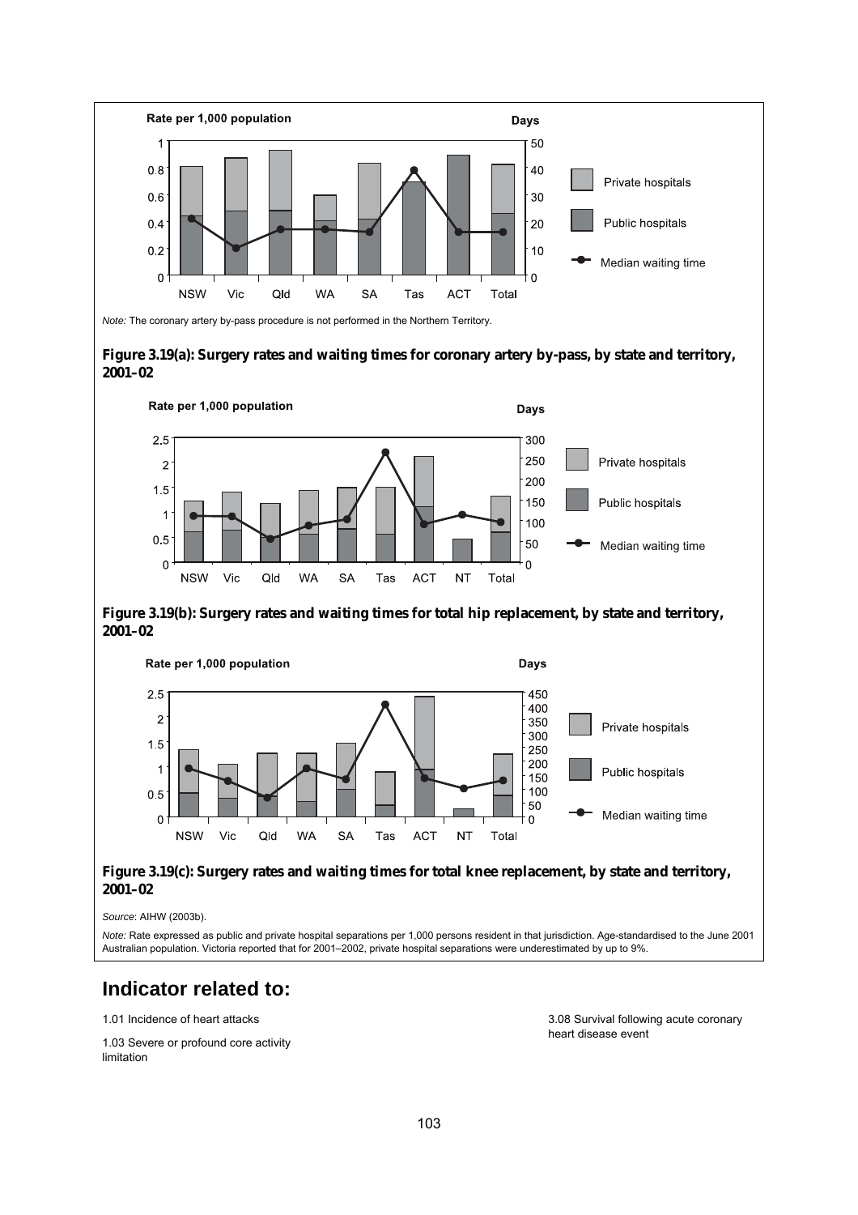Rate per 1,000 population

Days

1
0.8
0.6
0.4
0.2
0

50
40
30
20
10
0

NSW Vic Qld WA SA Tas ACT Total

Private hospitals

Public hospitals

Median waiting time

*Note:* The coronary artery by-pass procedure is not performed in the Northern Territory.

**Figure 3.19(a): Surgery rates and waiting times for coronary artery by-pass, by state and territory, 2001–02**

Rate per 1,000 population

Days

2.5
2
1.5
1
0.5
0

300
250
200
150
100
50
0

NSW Vic Qld WA SA Tas ACT NT Total

Private hospitals

Public hospitals

Median waiting time

**Figure 3.19(b): Surgery rates and waiting times for total hip replacement, by state and territory, 2001–02**

Rate per 1,000 population

Days

2.5
2
1.5
1
0.5
0

450
400
350
300
250
200
150
100
50
0

NSW Vic Qld WA SA Tas ACT NT Total

Private hospitals

Public hospitals

Median waiting time

**Figure 3.19(c): Surgery rates and waiting times for total knee replacement, by state and territory, 2001–02**

*Source*: AIHW (2003b).

*Note:* Rate expressed as public and private hospital separations per 1,000 persons resident in that jurisdiction. Age-standardised to the June 2001 Australian population. Victoria reported that for 2001–2002, private hospital separations were underestimated by up to 9%.

## Indicator related to:

1.01 Incidence of heart attacks

1.03 Severe or profound core activity limitation

3.08 Survival following acute coronary heart disease event